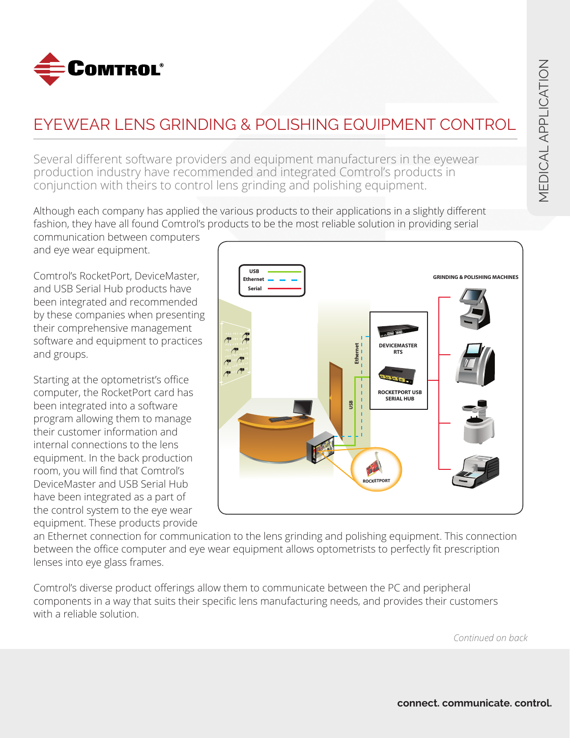# EYEWEAR LENS GRINDING & POLISHING EQUIPMENT CONTROL

MEDICAL APPLICATION

Several different software providers and equipment manufacturers in the eyewear production industry have recommended and integrated Comtrol's products in conjunction with theirs to control lens grinding and polishing equipment.

Although each company has applied the various products to their applications in a slightly different fashion, they have all found Comtrol's products to be the most reliable solution in providing serial communication between computers and eye wear equipment.

Comtrol's RocketPort, DeviceMaster, and USB Serial Hub products have been integrated and recommended by these companies when presenting their comprehensive management software and equipment to practices and groups.

Starting at the optometrist's office computer, the RocketPort card has been integrated into a software program allowing them to manage their customer information and internal connections to the lens equipment. In the back production room, you will find that Comtrol's DeviceMaster and USB Serial Hub have been integrated as a part of the control system to the eye wear equipment. These products provide an Ethernet connection for communication to the lens grinding and polishing equipment. This connection between the office computer and eye wear equipment allows optometrists to perfectly fit prescription lenses into eye glass frames.

Comtrol's diverse product offerings allow them to communicate between the PC and peripheral components in a way that suits their specific lens manufacturing needs, and provides their customers with a reliable solution.

*Continued on back*

**connect. communicate. control.**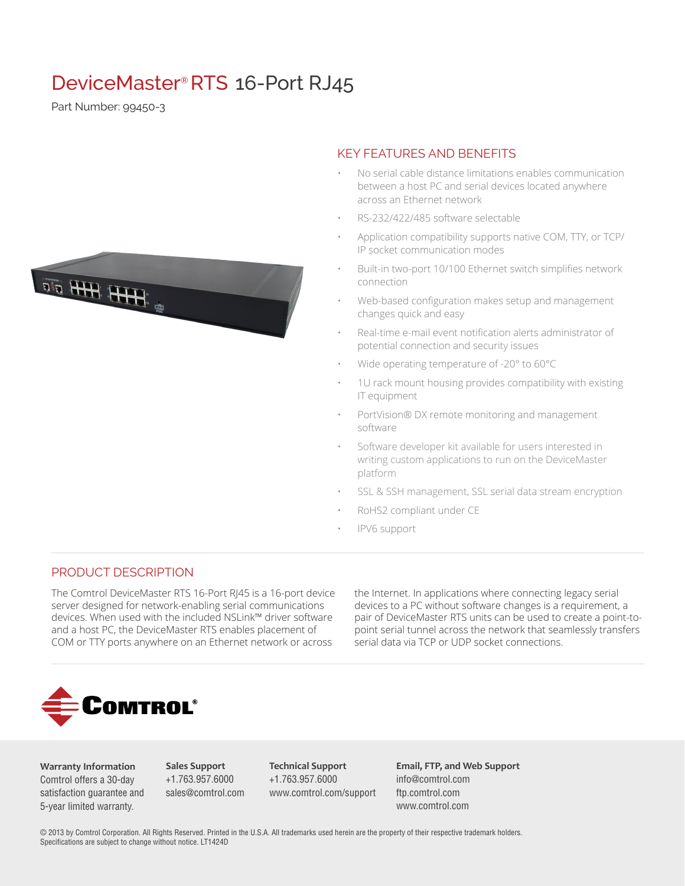# DeviceMaster® RTS 16-Port RJ45

Part Number: 99450-3

## KEY FEATURES AND BENEFITS

- No serial cable distance limitations enables communication between a host PC and serial devices located anywhere across an Ethernet network
- RS-232/422/485 software selectable
- Application compatibility supports native COM, TTY, or TCP/IP socket communication modes
- Built-in two-port 10/100 Ethernet switch simplifies network connection
- Web-based configuration makes setup and management changes quick and easy
- Real-time e-mail event notification alerts administrator of potential connection and security issues
- Wide operating temperature of -20° to 60°C
- 1U rack mount housing provides compatibility with existing IT equipment
- PortVision® DX remote monitoring and management software
- Software developer kit available for users interested in writing custom applications to run on the DeviceMaster platform
- SSL & SSH management, SSL serial data stream encryption
- RoHS2 compliant under CE
- IPV6 support

## PRODUCT DESCRIPTION

The Comtrol DeviceMaster RTS 16-Port RJ45 is a 16-port device server designed for network-enabling serial communications devices. When used with the included NSLink™ driver software and a host PC, the DeviceMaster RTS enables placement of COM or TTY ports anywhere on an Ethernet network or across the Internet. In applications where connecting legacy serial devices to a PC without software changes is a requirement, a pair of DeviceMaster RTS units can be used to create a point-to-point serial tunnel across the network that seamlessly transfers serial data via TCP or UDP socket connections.

COMTROL®

**Warranty Information**
Comtrol offers a 30-day satisfaction guarantee and 5-year limited warranty.

**Sales Support**
+1.763.957.6000
sales@comtrol.com

**Technical Support**
+1.763.957.6000
www.comtrol.com/support

**Email, FTP, and Web Support**
info@comtrol.com
ftp.comtrol.com
www.comtrol.com

© 2013 by Comtrol Corporation. All Rights Reserved. Printed in the U.S.A. All trademarks used herein are the property of their respective trademark holders. Specifications are subject to change without notice. LT1424D